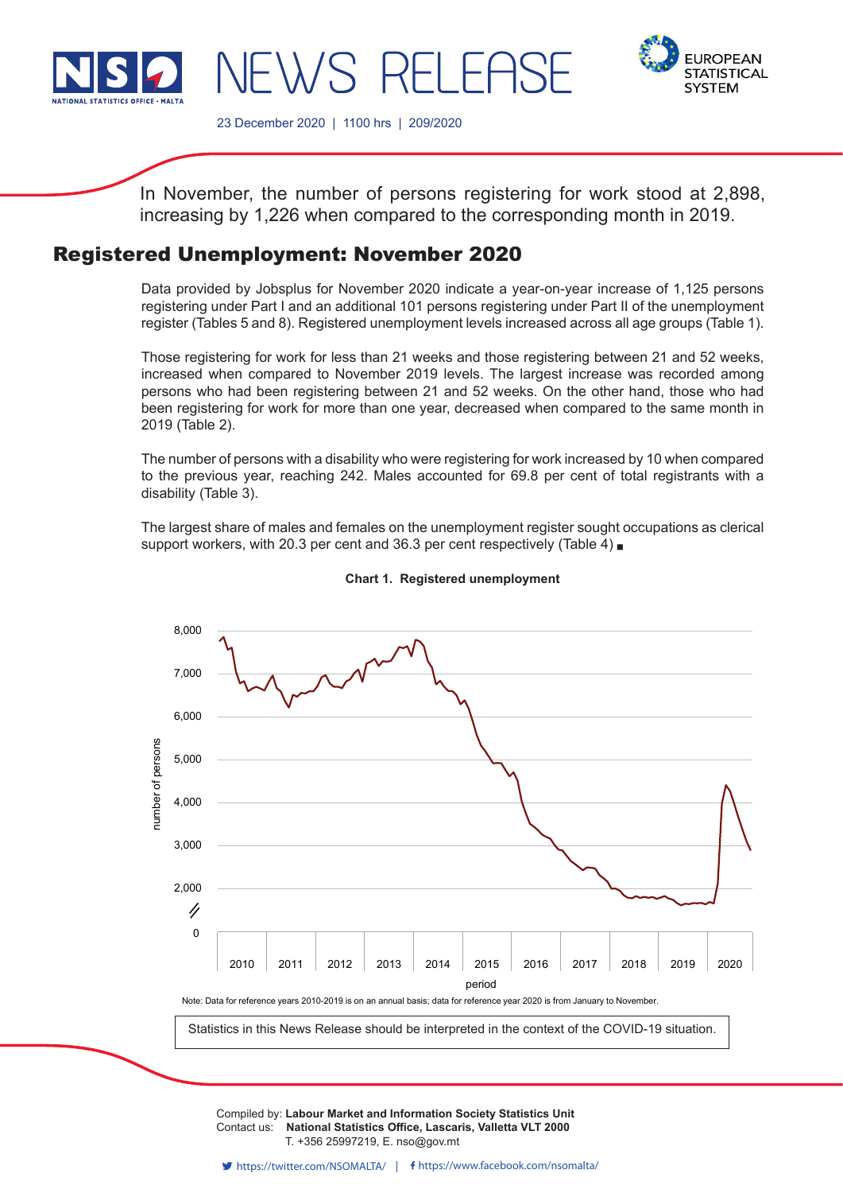NSO NATIONAL STATISTICS OFFICE · MALTA

# NEWS RELEASE

EUROPEAN STATISTICAL SYSTEM

23 December 2020 | 1100 hrs | 209/2020

In November, the number of persons registering for work stood at 2,898, increasing by 1,226 when compared to the corresponding month in 2019.

## Registered Unemployment: November 2020

Data provided by Jobsplus for November 2020 indicate a year-on-year increase of 1,125 persons registering under Part I and an additional 101 persons registering under Part II of the unemployment register (Tables 5 and 8). Registered unemployment levels increased across all age groups (Table 1).

Those registering for work for less than 21 weeks and those registering between 21 and 52 weeks, increased when compared to November 2019 levels. The largest increase was recorded among persons who had been registering between 21 and 52 weeks. On the other hand, those who had been registering for work for more than one year, decreased when compared to the same month in 2019 (Table 2).

The number of persons with a disability who were registering for work increased by 10 when compared to the previous year, reaching 242. Males accounted for 69.8 per cent of total registrants with a disability (Table 3).

The largest share of males and females on the unemployment register sought occupations as clerical support workers, with 20.3 per cent and 36.3 per cent respectively (Table 4) ■

**Chart 1. Registered unemployment**

Note: Data for reference years 2010-2019 is on an annual basis; data for reference year 2020 is from January to November.

Statistics in this News Release should be interpreted in the context of the COVID-19 situation.

Compiled by: **Labour Market and Information Society Statistics Unit**
Contact us: **National Statistics Office, Lascaris, Valletta VLT 2000**
T. +356 25997219, E. nso@gov.mt

https://twitter.com/NSOMALTA/ | https://www.facebook.com/nsomalta/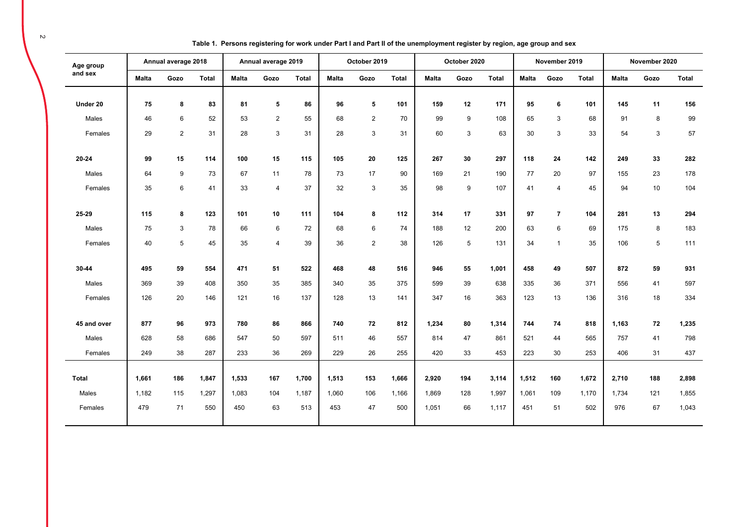**Table 1. Persons registering for work under Part I and Part II of the unemployment register by region, age group and sex**

| Age group and sex | Annual average 2018 | | | Annual average 2019 | | | October 2019 | | | October 2020 | | | November 2019 | | | November 2020 | | |
|---|---|---|---|---|---|---|---|---|---|---|---|---|---|---|---|---|---|---|
| | Malta | Gozo | Total | Malta | Gozo | Total | Malta | Gozo | Total | Malta | Gozo | Total | Malta | Gozo | Total | Malta | Gozo | Total |
| **Under 20** | **75** | **8** | **83** | **81** | **5** | **86** | **96** | **5** | **101** | **159** | **12** | **171** | **95** | **6** | **101** | **145** | **11** | **156** |
| Males | 46 | 6 | 52 | 53 | 2 | 55 | 68 | 2 | 70 | 99 | 9 | 108 | 65 | 3 | 68 | 91 | 8 | 99 |
| Females | 29 | 2 | 31 | 28 | 3 | 31 | 28 | 3 | 31 | 60 | 3 | 63 | 30 | 3 | 33 | 54 | 3 | 57 |
| **20-24** | **99** | **15** | **114** | **100** | **15** | **115** | **105** | **20** | **125** | **267** | **30** | **297** | **118** | **24** | **142** | **249** | **33** | **282** |
| Males | 64 | 9 | 73 | 67 | 11 | 78 | 73 | 17 | 90 | 169 | 21 | 190 | 77 | 20 | 97 | 155 | 23 | 178 |
| Females | 35 | 6 | 41 | 33 | 4 | 37 | 32 | 3 | 35 | 98 | 9 | 107 | 41 | 4 | 45 | 94 | 10 | 104 |
| **25-29** | **115** | **8** | **123** | **101** | **10** | **111** | **104** | **8** | **112** | **314** | **17** | **331** | **97** | **7** | **104** | **281** | **13** | **294** |
| Males | 75 | 3 | 78 | 66 | 6 | 72 | 68 | 6 | 74 | 188 | 12 | 200 | 63 | 6 | 69 | 175 | 8 | 183 |
| Females | 40 | 5 | 45 | 35 | 4 | 39 | 36 | 2 | 38 | 126 | 5 | 131 | 34 | 1 | 35 | 106 | 5 | 111 |
| **30-44** | **495** | **59** | **554** | **471** | **51** | **522** | **468** | **48** | **516** | **946** | **55** | **1,001** | **458** | **49** | **507** | **872** | **59** | **931** |
| Males | 369 | 39 | 408 | 350 | 35 | 385 | 340 | 35 | 375 | 599 | 39 | 638 | 335 | 36 | 371 | 556 | 41 | 597 |
| Females | 126 | 20 | 146 | 121 | 16 | 137 | 128 | 13 | 141 | 347 | 16 | 363 | 123 | 13 | 136 | 316 | 18 | 334 |
| **45 and over** | **877** | **96** | **973** | **780** | **86** | **866** | **740** | **72** | **812** | **1,234** | **80** | **1,314** | **744** | **74** | **818** | **1,163** | **72** | **1,235** |
| Males | 628 | 58 | 686 | 547 | 50 | 597 | 511 | 46 | 557 | 814 | 47 | 861 | 521 | 44 | 565 | 757 | 41 | 798 |
| Females | 249 | 38 | 287 | 233 | 36 | 269 | 229 | 26 | 255 | 420 | 33 | 453 | 223 | 30 | 253 | 406 | 31 | 437 |
| **Total** | **1,661** | **186** | **1,847** | **1,533** | **167** | **1,700** | **1,513** | **153** | **1,666** | **2,920** | **194** | **3,114** | **1,512** | **160** | **1,672** | **2,710** | **188** | **2,898** |
| Males | 1,182 | 115 | 1,297 | 1,083 | 104 | 1,187 | 1,060 | 106 | 1,166 | 1,869 | 128 | 1,997 | 1,061 | 109 | 1,170 | 1,734 | 121 | 1,855 |
| Females | 479 | 71 | 550 | 450 | 63 | 513 | 453 | 47 | 500 | 1,051 | 66 | 1,117 | 451 | 51 | 502 | 976 | 67 | 1,043 |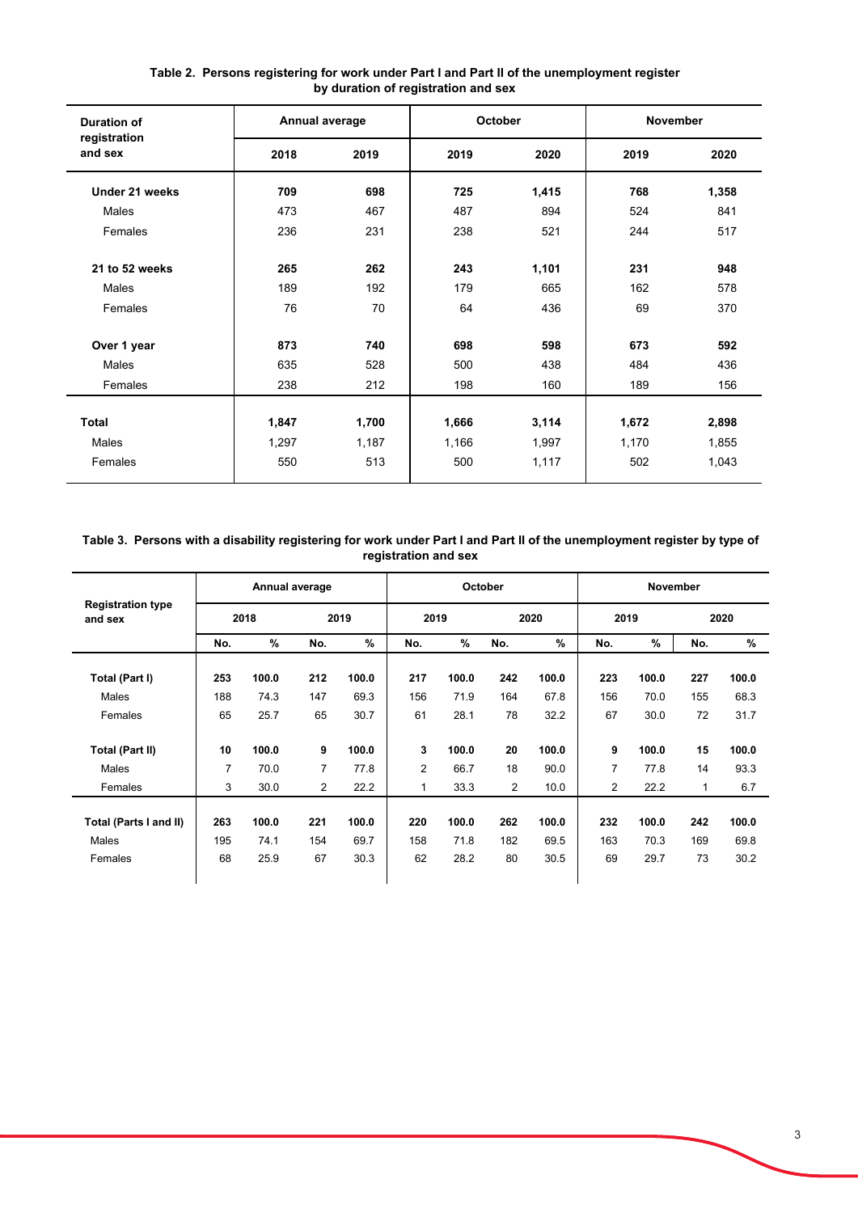**Table 2. Persons registering for work under Part I and Part II of the unemployment register by duration of registration and sex**

| Duration of registration and sex | Annual average | | October | | November | |
|---|---|---|---|---|---|---|
| | 2018 | 2019 | 2019 | 2020 | 2019 | 2020 |
| **Under 21 weeks** | **709** | **698** | **725** | **1,415** | **768** | **1,358** |
| Males | 473 | 467 | 487 | 894 | 524 | 841 |
| Females | 236 | 231 | 238 | 521 | 244 | 517 |
| **21 to 52 weeks** | **265** | **262** | **243** | **1,101** | **231** | **948** |
| Males | 189 | 192 | 179 | 665 | 162 | 578 |
| Females | 76 | 70 | 64 | 436 | 69 | 370 |
| **Over 1 year** | **873** | **740** | **698** | **598** | **673** | **592** |
| Males | 635 | 528 | 500 | 438 | 484 | 436 |
| Females | 238 | 212 | 198 | 160 | 189 | 156 |
| **Total** | **1,847** | **1,700** | **1,666** | **3,114** | **1,672** | **2,898** |
| Males | 1,297 | 1,187 | 1,166 | 1,997 | 1,170 | 1,855 |
| Females | 550 | 513 | 500 | 1,117 | 502 | 1,043 |

**Table 3. Persons with a disability registering for work under Part I and Part II of the unemployment register by type of registration and sex**

| Registration type and sex | Annual average | | | | October | | | | November | | | |
|---|---|---|---|---|---|---|---|---|---|---|---|---|
| | 2018 | | 2019 | | 2019 | | 2020 | | 2019 | | 2020 | |
| | No. | % | No. | % | No. | % | No. | % | No. | % | No. | % |
| **Total (Part I)** | **253** | **100.0** | **212** | **100.0** | **217** | **100.0** | **242** | **100.0** | **223** | **100.0** | **227** | **100.0** |
| Males | 188 | 74.3 | 147 | 69.3 | 156 | 71.9 | 164 | 67.8 | 156 | 70.0 | 155 | 68.3 |
| Females | 65 | 25.7 | 65 | 30.7 | 61 | 28.1 | 78 | 32.2 | 67 | 30.0 | 72 | 31.7 |
| **Total (Part II)** | **10** | **100.0** | **9** | **100.0** | **3** | **100.0** | **20** | **100.0** | **9** | **100.0** | **15** | **100.0** |
| Males | 7 | 70.0 | 7 | 77.8 | 2 | 66.7 | 18 | 90.0 | 7 | 77.8 | 14 | 93.3 |
| Females | 3 | 30.0 | 2 | 22.2 | 1 | 33.3 | 2 | 10.0 | 2 | 22.2 | 1 | 6.7 |
| **Total (Parts I and II)** | **263** | **100.0** | **221** | **100.0** | **220** | **100.0** | **262** | **100.0** | **232** | **100.0** | **242** | **100.0** |
| Males | 195 | 74.1 | 154 | 69.7 | 158 | 71.8 | 182 | 69.5 | 163 | 70.3 | 169 | 69.8 |
| Females | 68 | 25.9 | 67 | 30.3 | 62 | 28.2 | 80 | 30.5 | 69 | 29.7 | 73 | 30.2 |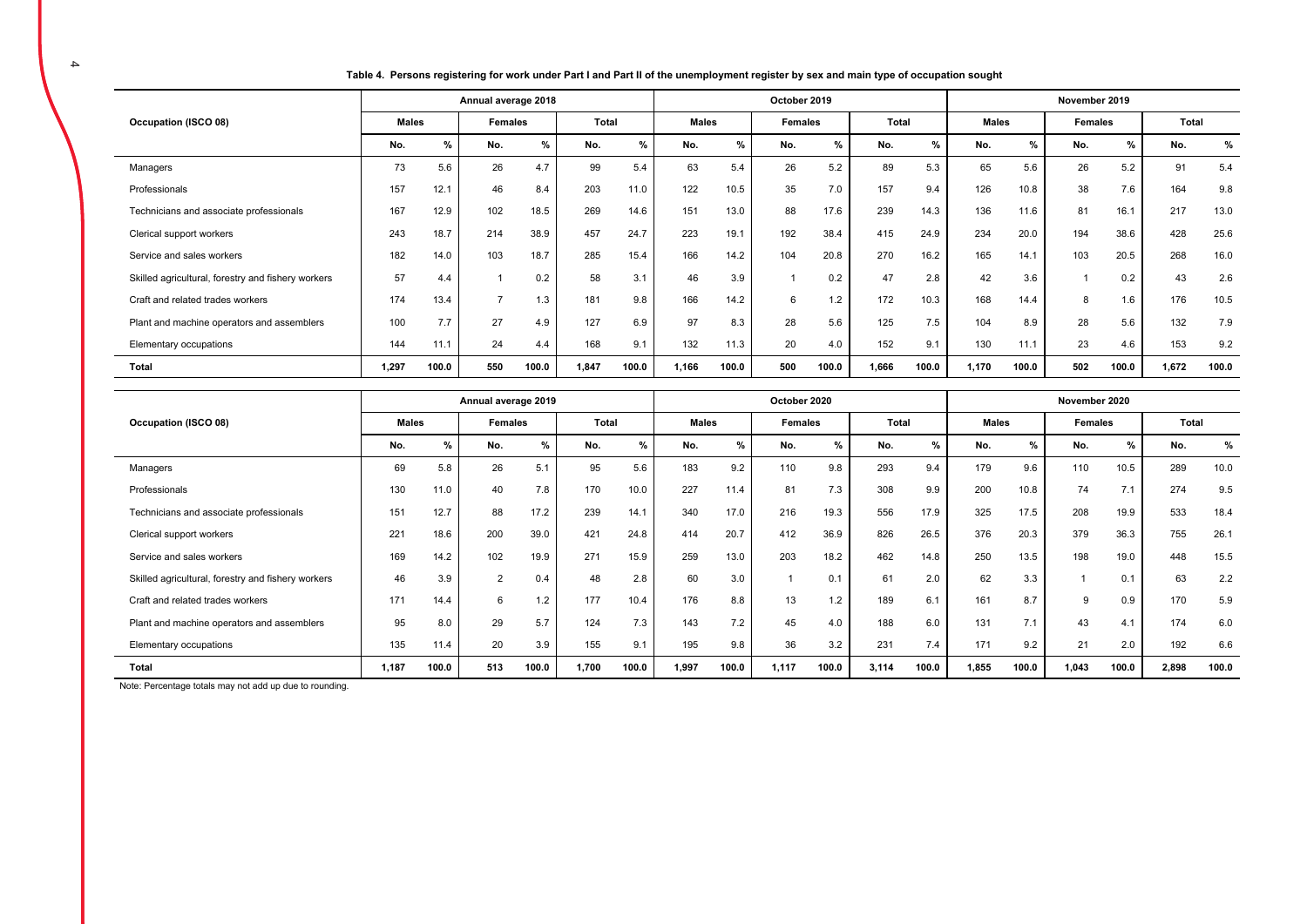**Table 4. Persons registering for work under Part I and Part II of the unemployment register by sex and main type of occupation sought**

| Occupation (ISCO 08) | Annual average 2018 | | | | | | October 2019 | | | | | | November 2019 | | | | | |
|---|---|---|---|---|---|---|---|---|---|---|---|---|---|---|---|---|---|---|
| | Males | | Females | | Total | | Males | | Females | | Total | | Males | | Females | | Total | |
| | No. | % | No. | % | No. | % | No. | % | No. | % | No. | % | No. | % | No. | % | No. | % |
| Managers | 73 | 5.6 | 26 | 4.7 | 99 | 5.4 | 63 | 5.4 | 26 | 5.2 | 89 | 5.3 | 65 | 5.6 | 26 | 5.2 | 91 | 5.4 |
| Professionals | 157 | 12.1 | 46 | 8.4 | 203 | 11.0 | 122 | 10.5 | 35 | 7.0 | 157 | 9.4 | 126 | 10.8 | 38 | 7.6 | 164 | 9.8 |
| Technicians and associate professionals | 167 | 12.9 | 102 | 18.5 | 269 | 14.6 | 151 | 13.0 | 88 | 17.6 | 239 | 14.3 | 136 | 11.6 | 81 | 16.1 | 217 | 13.0 |
| Clerical support workers | 243 | 18.7 | 214 | 38.9 | 457 | 24.7 | 223 | 19.1 | 192 | 38.4 | 415 | 24.9 | 234 | 20.0 | 194 | 38.6 | 428 | 25.6 |
| Service and sales workers | 182 | 14.0 | 103 | 18.7 | 285 | 15.4 | 166 | 14.2 | 104 | 20.8 | 270 | 16.2 | 165 | 14.1 | 103 | 20.5 | 268 | 16.0 |
| Skilled agricultural, forestry and fishery workers | 57 | 4.4 | 1 | 0.2 | 58 | 3.1 | 46 | 3.9 | 1 | 0.2 | 47 | 2.8 | 42 | 3.6 | 1 | 0.2 | 43 | 2.6 |
| Craft and related trades workers | 174 | 13.4 | 7 | 1.3 | 181 | 9.8 | 166 | 14.2 | 6 | 1.2 | 172 | 10.3 | 168 | 14.4 | 8 | 1.6 | 176 | 10.5 |
| Plant and machine operators and assemblers | 100 | 7.7 | 27 | 4.9 | 127 | 6.9 | 97 | 8.3 | 28 | 5.6 | 125 | 7.5 | 104 | 8.9 | 28 | 5.6 | 132 | 7.9 |
| Elementary occupations | 144 | 11.1 | 24 | 4.4 | 168 | 9.1 | 132 | 11.3 | 20 | 4.0 | 152 | 9.1 | 130 | 11.1 | 23 | 4.6 | 153 | 9.2 |
| **Total** | **1,297** | **100.0** | **550** | **100.0** | **1,847** | **100.0** | **1,166** | **100.0** | **500** | **100.0** | **1,666** | **100.0** | **1,170** | **100.0** | **502** | **100.0** | **1,672** | **100.0** |

| Occupation (ISCO 08) | Annual average 2019 | | | | | | October 2020 | | | | | | November 2020 | | | | | |
|---|---|---|---|---|---|---|---|---|---|---|---|---|---|---|---|---|---|---|
| | Males | | Females | | Total | | Males | | Females | | Total | | Males | | Females | | Total | |
| | No. | % | No. | % | No. | % | No. | % | No. | % | No. | % | No. | % | No. | % | No. | % |
| Managers | 69 | 5.8 | 26 | 5.1 | 95 | 5.6 | 183 | 9.2 | 110 | 9.8 | 293 | 9.4 | 179 | 9.6 | 110 | 10.5 | 289 | 10.0 |
| Professionals | 130 | 11.0 | 40 | 7.8 | 170 | 10.0 | 227 | 11.4 | 81 | 7.3 | 308 | 9.9 | 200 | 10.8 | 74 | 7.1 | 274 | 9.5 |
| Technicians and associate professionals | 151 | 12.7 | 88 | 17.2 | 239 | 14.1 | 340 | 17.0 | 216 | 19.3 | 556 | 17.9 | 325 | 17.5 | 208 | 19.9 | 533 | 18.4 |
| Clerical support workers | 221 | 18.6 | 200 | 39.0 | 421 | 24.8 | 414 | 20.7 | 412 | 36.9 | 826 | 26.5 | 376 | 20.3 | 379 | 36.3 | 755 | 26.1 |
| Service and sales workers | 169 | 14.2 | 102 | 19.9 | 271 | 15.9 | 259 | 13.0 | 203 | 18.2 | 462 | 14.8 | 250 | 13.5 | 198 | 19.0 | 448 | 15.5 |
| Skilled agricultural, forestry and fishery workers | 46 | 3.9 | 2 | 0.4 | 48 | 2.8 | 60 | 3.0 | 1 | 0.1 | 61 | 2.0 | 62 | 3.3 | 1 | 0.1 | 63 | 2.2 |
| Craft and related trades workers | 171 | 14.4 | 6 | 1.2 | 177 | 10.4 | 176 | 8.8 | 13 | 1.2 | 189 | 6.1 | 161 | 8.7 | 9 | 0.9 | 170 | 5.9 |
| Plant and machine operators and assemblers | 95 | 8.0 | 29 | 5.7 | 124 | 7.3 | 143 | 7.2 | 45 | 4.0 | 188 | 6.0 | 131 | 7.1 | 43 | 4.1 | 174 | 6.0 |
| Elementary occupations | 135 | 11.4 | 20 | 3.9 | 155 | 9.1 | 195 | 9.8 | 36 | 3.2 | 231 | 7.4 | 171 | 9.2 | 21 | 2.0 | 192 | 6.6 |
| **Total** | **1,187** | **100.0** | **513** | **100.0** | **1,700** | **100.0** | **1,997** | **100.0** | **1,117** | **100.0** | **3,114** | **100.0** | **1,855** | **100.0** | **1,043** | **100.0** | **2,898** | **100.0** |

Note: Percentage totals may not add up due to rounding.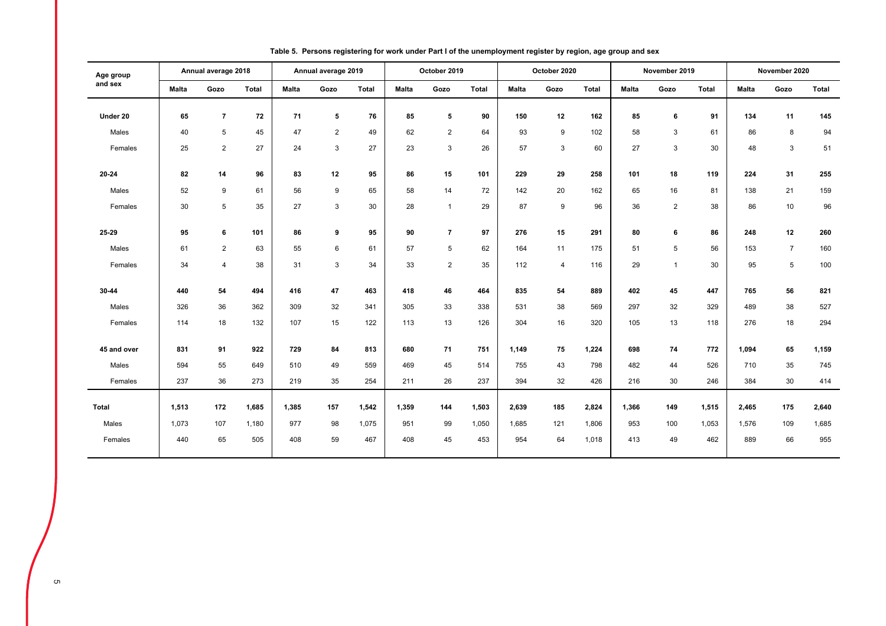**Table 5. Persons registering for work under Part I of the unemployment register by region, age group and sex**

| Age group and sex | Annual average 2018 | | | Annual average 2019 | | | October 2019 | | | October 2020 | | | November 2019 | | | November 2020 | | |
|---|---|---|---|---|---|---|---|---|---|---|---|---|---|---|---|---|---|---|
| | Malta | Gozo | Total | Malta | Gozo | Total | Malta | Gozo | Total | Malta | Gozo | Total | Malta | Gozo | Total | Malta | Gozo | Total |
| **Under 20** | **65** | **7** | **72** | **71** | **5** | **76** | **85** | **5** | **90** | **150** | **12** | **162** | **85** | **6** | **91** | **134** | **11** | **145** |
| Males | 40 | 5 | 45 | 47 | 2 | 49 | 62 | 2 | 64 | 93 | 9 | 102 | 58 | 3 | 61 | 86 | 8 | 94 |
| Females | 25 | 2 | 27 | 24 | 3 | 27 | 23 | 3 | 26 | 57 | 3 | 60 | 27 | 3 | 30 | 48 | 3 | 51 |
| **20-24** | **82** | **14** | **96** | **83** | **12** | **95** | **86** | **15** | **101** | **229** | **29** | **258** | **101** | **18** | **119** | **224** | **31** | **255** |
| Males | 52 | 9 | 61 | 56 | 9 | 65 | 58 | 14 | 72 | 142 | 20 | 162 | 65 | 16 | 81 | 138 | 21 | 159 |
| Females | 30 | 5 | 35 | 27 | 3 | 30 | 28 | 1 | 29 | 87 | 9 | 96 | 36 | 2 | 38 | 86 | 10 | 96 |
| **25-29** | **95** | **6** | **101** | **86** | **9** | **95** | **90** | **7** | **97** | **276** | **15** | **291** | **80** | **6** | **86** | **248** | **12** | **260** |
| Males | 61 | 2 | 63 | 55 | 6 | 61 | 57 | 5 | 62 | 164 | 11 | 175 | 51 | 5 | 56 | 153 | 7 | 160 |
| Females | 34 | 4 | 38 | 31 | 3 | 34 | 33 | 2 | 35 | 112 | 4 | 116 | 29 | 1 | 30 | 95 | 5 | 100 |
| **30-44** | **440** | **54** | **494** | **416** | **47** | **463** | **418** | **46** | **464** | **835** | **54** | **889** | **402** | **45** | **447** | **765** | **56** | **821** |
| Males | 326 | 36 | 362 | 309 | 32 | 341 | 305 | 33 | 338 | 531 | 38 | 569 | 297 | 32 | 329 | 489 | 38 | 527 |
| Females | 114 | 18 | 132 | 107 | 15 | 122 | 113 | 13 | 126 | 304 | 16 | 320 | 105 | 13 | 118 | 276 | 18 | 294 |
| **45 and over** | **831** | **91** | **922** | **729** | **84** | **813** | **680** | **71** | **751** | **1,149** | **75** | **1,224** | **698** | **74** | **772** | **1,094** | **65** | **1,159** |
| Males | 594 | 55 | 649 | 510 | 49 | 559 | 469 | 45 | 514 | 755 | 43 | 798 | 482 | 44 | 526 | 710 | 35 | 745 |
| Females | 237 | 36 | 273 | 219 | 35 | 254 | 211 | 26 | 237 | 394 | 32 | 426 | 216 | 30 | 246 | 384 | 30 | 414 |
| **Total** | **1,513** | **172** | **1,685** | **1,385** | **157** | **1,542** | **1,359** | **144** | **1,503** | **2,639** | **185** | **2,824** | **1,366** | **149** | **1,515** | **2,465** | **175** | **2,640** |
| Males | 1,073 | 107 | 1,180 | 977 | 98 | 1,075 | 951 | 99 | 1,050 | 1,685 | 121 | 1,806 | 953 | 100 | 1,053 | 1,576 | 109 | 1,685 |
| Females | 440 | 65 | 505 | 408 | 59 | 467 | 408 | 45 | 453 | 954 | 64 | 1,018 | 413 | 49 | 462 | 889 | 66 | 955 |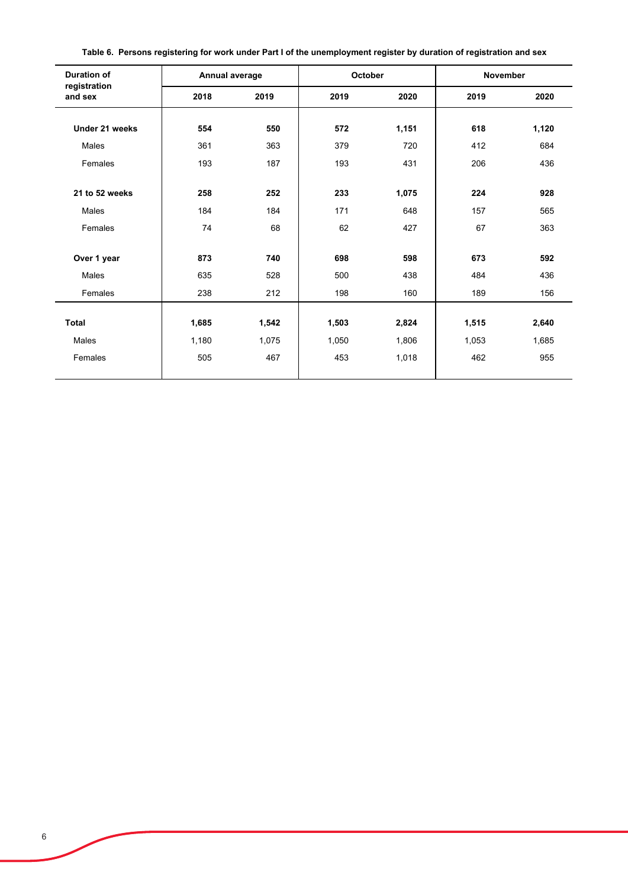**Table 6. Persons registering for work under Part I of the unemployment register by duration of registration and sex**

| Duration of registration and sex | Annual average | | October | | November | |
|---|---|---|---|---|---|---|
| | 2018 | 2019 | 2019 | 2020 | 2019 | 2020 |
| **Under 21 weeks** | **554** | **550** | **572** | **1,151** | **618** | **1,120** |
| Males | 361 | 363 | 379 | 720 | 412 | 684 |
| Females | 193 | 187 | 193 | 431 | 206 | 436 |
| **21 to 52 weeks** | **258** | **252** | **233** | **1,075** | **224** | **928** |
| Males | 184 | 184 | 171 | 648 | 157 | 565 |
| Females | 74 | 68 | 62 | 427 | 67 | 363 |
| **Over 1 year** | **873** | **740** | **698** | **598** | **673** | **592** |
| Males | 635 | 528 | 500 | 438 | 484 | 436 |
| Females | 238 | 212 | 198 | 160 | 189 | 156 |
| **Total** | **1,685** | **1,542** | **1,503** | **2,824** | **1,515** | **2,640** |
| Males | 1,180 | 1,075 | 1,050 | 1,806 | 1,053 | 1,685 |
| Females | 505 | 467 | 453 | 1,018 | 462 | 955 |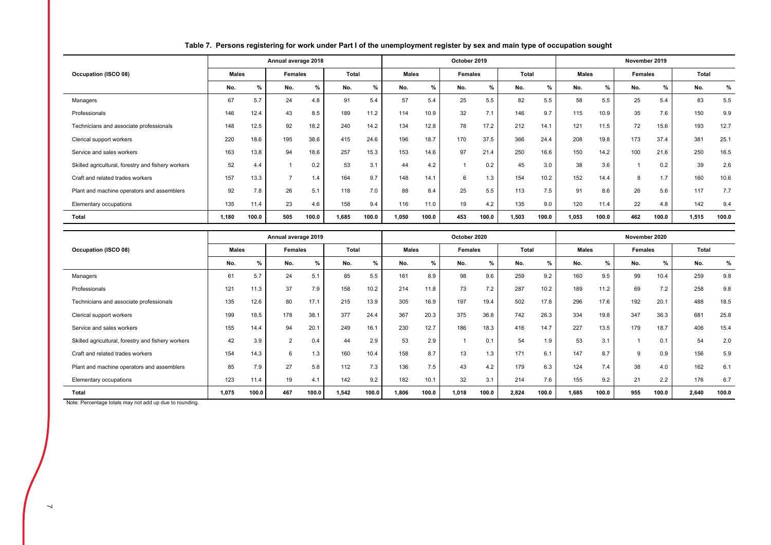**Table 7. Persons registering for work under Part I of the unemployment register by sex and main type of occupation sought**

| Occupation (ISCO 08) | Annual average 2018 | | | | | | October 2019 | | | | | | November 2019 | | | | | |
|---|---|---|---|---|---|---|---|---|---|---|---|---|---|---|---|---|---|---|
| | Males | | Females | | Total | | Males | | Females | | Total | | Males | | Females | | Total | |
| | No. | % | No. | % | No. | % | No. | % | No. | % | No. | % | No. | % | No. | % | No. | % |
| Managers | 67 | 5.7 | 24 | 4.8 | 91 | 5.4 | 57 | 5.4 | 25 | 5.5 | 82 | 5.5 | 58 | 5.5 | 25 | 5.4 | 83 | 5.5 |
| Professionals | 146 | 12.4 | 43 | 8.5 | 189 | 11.2 | 114 | 10.9 | 32 | 7.1 | 146 | 9.7 | 115 | 10.9 | 35 | 7.6 | 150 | 9.9 |
| Technicians and associate professionals | 148 | 12.5 | 92 | 18.2 | 240 | 14.2 | 134 | 12.8 | 78 | 17.2 | 212 | 14.1 | 121 | 11.5 | 72 | 15.6 | 193 | 12.7 |
| Clerical support workers | 220 | 18.6 | 195 | 38.6 | 415 | 24.6 | 196 | 18.7 | 170 | 37.5 | 366 | 24.4 | 208 | 19.8 | 173 | 37.4 | 381 | 25.1 |
| Service and sales workers | 163 | 13.8 | 94 | 18.6 | 257 | 15.3 | 153 | 14.6 | 97 | 21.4 | 250 | 16.6 | 150 | 14.2 | 100 | 21.6 | 250 | 16.5 |
| Skilled agricultural, forestry and fishery workers | 52 | 4.4 | 1 | 0.2 | 53 | 3.1 | 44 | 4.2 | 1 | 0.2 | 45 | 3.0 | 38 | 3.6 | 1 | 0.2 | 39 | 2.6 |
| Craft and related trades workers | 157 | 13.3 | 7 | 1.4 | 164 | 9.7 | 148 | 14.1 | 6 | 1.3 | 154 | 10.2 | 152 | 14.4 | 8 | 1.7 | 160 | 10.6 |
| Plant and machine operators and assemblers | 92 | 7.8 | 26 | 5.1 | 118 | 7.0 | 88 | 8.4 | 25 | 5.5 | 113 | 7.5 | 91 | 8.6 | 26 | 5.6 | 117 | 7.7 |
| Elementary occupations | 135 | 11.4 | 23 | 4.6 | 158 | 9.4 | 116 | 11.0 | 19 | 4.2 | 135 | 9.0 | 120 | 11.4 | 22 | 4.8 | 142 | 9.4 |
| **Total** | **1,180** | **100.0** | **505** | **100.0** | **1,685** | **100.0** | **1,050** | **100.0** | **453** | **100.0** | **1,503** | **100.0** | **1,053** | **100.0** | **462** | **100.0** | **1,515** | **100.0** |

| Occupation (ISCO 08) | Annual average 2019 | | | | | | October 2020 | | | | | | November 2020 | | | | | |
|---|---|---|---|---|---|---|---|---|---|---|---|---|---|---|---|---|---|---|
| | Males | | Females | | Total | | Males | | Females | | Total | | Males | | Females | | Total | |
| | No. | % | No. | % | No. | % | No. | % | No. | % | No. | % | No. | % | No. | % | No. | % |
| Managers | 61 | 5.7 | 24 | 5.1 | 85 | 5.5 | 161 | 8.9 | 98 | 9.6 | 259 | 9.2 | 160 | 9.5 | 99 | 10.4 | 259 | 9.8 |
| Professionals | 121 | 11.3 | 37 | 7.9 | 158 | 10.2 | 214 | 11.8 | 73 | 7.2 | 287 | 10.2 | 189 | 11.2 | 69 | 7.2 | 258 | 9.8 |
| Technicians and associate professionals | 135 | 12.6 | 80 | 17.1 | 215 | 13.9 | 305 | 16.9 | 197 | 19.4 | 502 | 17.8 | 296 | 17.6 | 192 | 20.1 | 488 | 18.5 |
| Clerical support workers | 199 | 18.5 | 178 | 38.1 | 377 | 24.4 | 367 | 20.3 | 375 | 36.8 | 742 | 26.3 | 334 | 19.8 | 347 | 36.3 | 681 | 25.8 |
| Service and sales workers | 155 | 14.4 | 94 | 20.1 | 249 | 16.1 | 230 | 12.7 | 186 | 18.3 | 416 | 14.7 | 227 | 13.5 | 179 | 18.7 | 406 | 15.4 |
| Skilled agricultural, forestry and fishery workers | 42 | 3.9 | 2 | 0.4 | 44 | 2.9 | 53 | 2.9 | 1 | 0.1 | 54 | 1.9 | 53 | 3.1 | 1 | 0.1 | 54 | 2.0 |
| Craft and related trades workers | 154 | 14.3 | 6 | 1.3 | 160 | 10.4 | 158 | 8.7 | 13 | 1.3 | 171 | 6.1 | 147 | 8.7 | 9 | 0.9 | 156 | 5.9 |
| Plant and machine operators and assemblers | 85 | 7.9 | 27 | 5.8 | 112 | 7.3 | 136 | 7.5 | 43 | 4.2 | 179 | 6.3 | 124 | 7.4 | 38 | 4.0 | 162 | 6.1 |
| Elementary occupations | 123 | 11.4 | 19 | 4.1 | 142 | 9.2 | 182 | 10.1 | 32 | 3.1 | 214 | 7.6 | 155 | 9.2 | 21 | 2.2 | 176 | 6.7 |
| **Total** | **1,075** | **100.0** | **467** | **100.0** | **1,542** | **100.0** | **1,806** | **100.0** | **1,018** | **100.0** | **2,824** | **100.0** | **1,685** | **100.0** | **955** | **100.0** | **2,640** | **100.0** |

Note: Percentage totals may not add up due to rounding.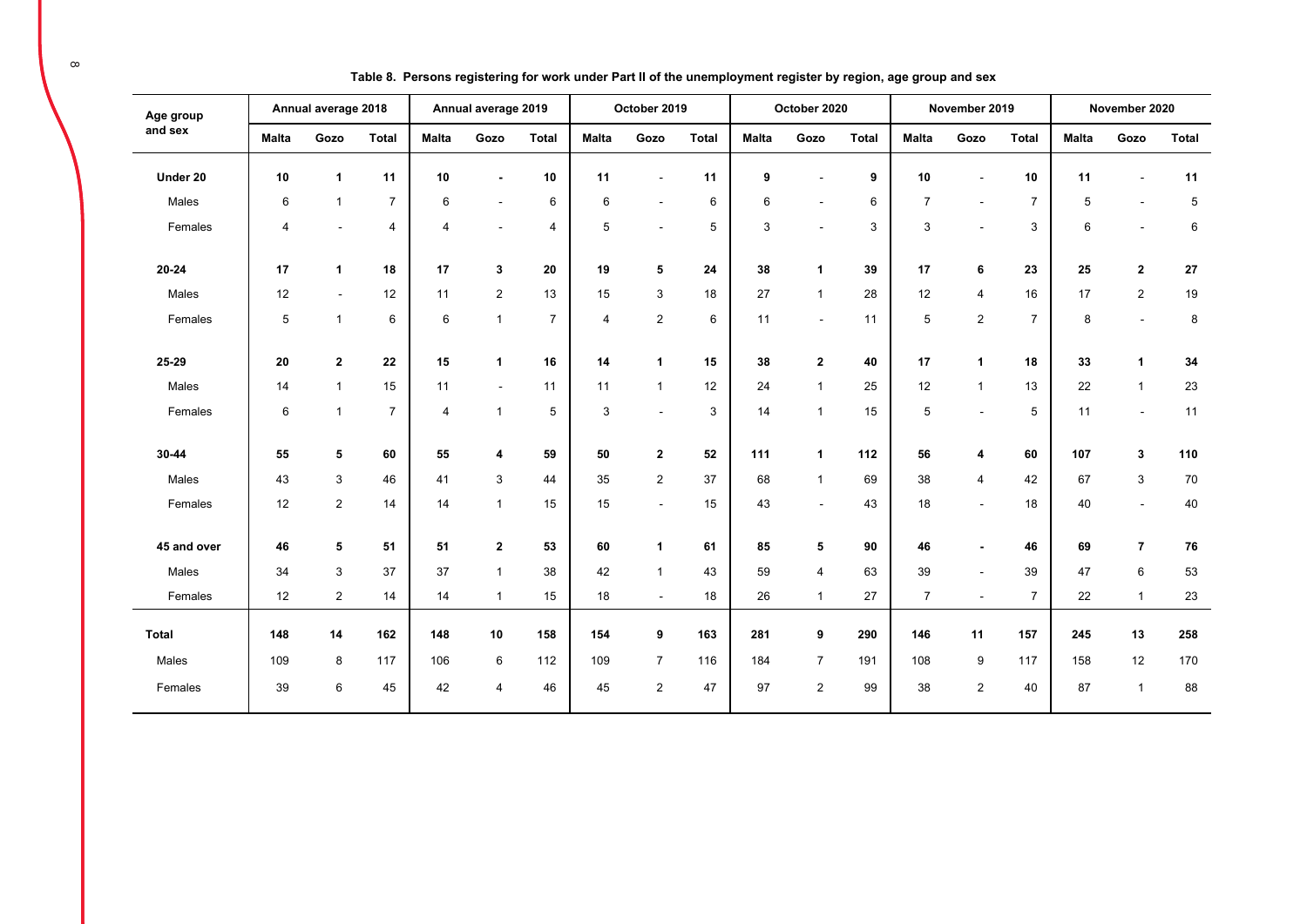**Table 8. Persons registering for work under Part II of the unemployment register by region, age group and sex**

| Age group and sex | Annual average 2018 | | | Annual average 2019 | | | October 2019 | | | October 2020 | | | November 2019 | | | November 2020 | | |
|---|---|---|---|---|---|---|---|---|---|---|---|---|---|---|---|---|---|---|
| | Malta | Gozo | Total | Malta | Gozo | Total | Malta | Gozo | Total | Malta | Gozo | Total | Malta | Gozo | Total | Malta | Gozo | Total |
| **Under 20** | **10** | **1** | **11** | **10** | **-** | **10** | **11** | - | **11** | **9** | - | **9** | **10** | - | **10** | **11** | - | **11** |
| Males | 6 | 1 | 7 | 6 | - | 6 | 6 | - | 6 | 6 | - | 6 | 7 | - | 7 | 5 | - | 5 |
| Females | 4 | - | 4 | 4 | - | 4 | 5 | - | 5 | 3 | - | 3 | 3 | - | 3 | 6 | - | 6 |
| **20-24** | **17** | **1** | **18** | **17** | **3** | **20** | **19** | **5** | **24** | **38** | **1** | **39** | **17** | **6** | **23** | **25** | **2** | **27** |
| Males | 12 | - | 12 | 11 | 2 | 13 | 15 | 3 | 18 | 27 | 1 | 28 | 12 | 4 | 16 | 17 | 2 | 19 |
| Females | 5 | 1 | 6 | 6 | 1 | 7 | 4 | 2 | 6 | 11 | - | 11 | 5 | 2 | 7 | 8 | - | 8 |
| **25-29** | **20** | **2** | **22** | **15** | **1** | **16** | **14** | **1** | **15** | **38** | **2** | **40** | **17** | **1** | **18** | **33** | **1** | **34** |
| Males | 14 | 1 | 15 | 11 | - | 11 | 11 | 1 | 12 | 24 | 1 | 25 | 12 | 1 | 13 | 22 | 1 | 23 |
| Females | 6 | 1 | 7 | 4 | 1 | 5 | 3 | - | 3 | 14 | 1 | 15 | 5 | - | 5 | 11 | - | 11 |
| **30-44** | **55** | **5** | **60** | **55** | **4** | **59** | **50** | **2** | **52** | **111** | **1** | **112** | **56** | **4** | **60** | **107** | **3** | **110** |
| Males | 43 | 3 | 46 | 41 | 3 | 44 | 35 | 2 | 37 | 68 | 1 | 69 | 38 | 4 | 42 | 67 | 3 | 70 |
| Females | 12 | 2 | 14 | 14 | 1 | 15 | 15 | - | 15 | 43 | - | 43 | 18 | - | 18 | 40 | - | 40 |
| **45 and over** | **46** | **5** | **51** | **51** | **2** | **53** | **60** | **1** | **61** | **85** | **5** | **90** | **46** | **-** | **46** | **69** | **7** | **76** |
| Males | 34 | 3 | 37 | 37 | 1 | 38 | 42 | 1 | 43 | 59 | 4 | 63 | 39 | - | 39 | 47 | 6 | 53 |
| Females | 12 | 2 | 14 | 14 | 1 | 15 | 18 | - | 18 | 26 | 1 | 27 | 7 | - | 7 | 22 | 1 | 23 |
| **Total** | **148** | **14** | **162** | **148** | **10** | **158** | **154** | **9** | **163** | **281** | **9** | **290** | **146** | **11** | **157** | **245** | **13** | **258** |
| Males | 109 | 8 | 117 | 106 | 6 | 112 | 109 | 7 | 116 | 184 | 7 | 191 | 108 | 9 | 117 | 158 | 12 | 170 |
| Females | 39 | 6 | 45 | 42 | 4 | 46 | 45 | 2 | 47 | 97 | 2 | 99 | 38 | 2 | 40 | 87 | 1 | 88 |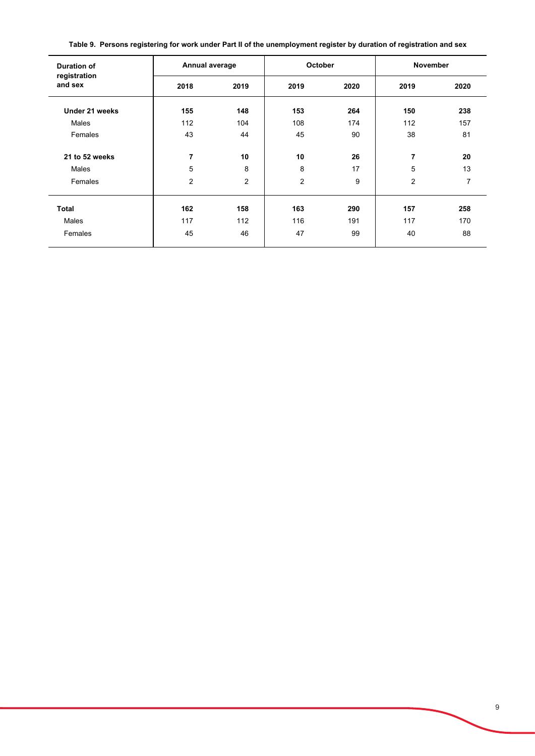**Table 9. Persons registering for work under Part II of the unemployment register by duration of registration and sex**

| Duration of registration and sex | Annual average | | October | | November | |
|---|---|---|---|---|---|---|
| | 2018 | 2019 | 2019 | 2020 | 2019 | 2020 |
| **Under 21 weeks** | **155** | **148** | **153** | **264** | **150** | **238** |
| Males | 112 | 104 | 108 | 174 | 112 | 157 |
| Females | 43 | 44 | 45 | 90 | 38 | 81 |
| **21 to 52 weeks** | **7** | **10** | **10** | **26** | **7** | **20** |
| Males | 5 | 8 | 8 | 17 | 5 | 13 |
| Females | 2 | 2 | 2 | 9 | 2 | 7 |
| **Total** | **162** | **158** | **163** | **290** | **157** | **258** |
| Males | 117 | 112 | 116 | 191 | 117 | 170 |
| Females | 45 | 46 | 47 | 99 | 40 | 88 |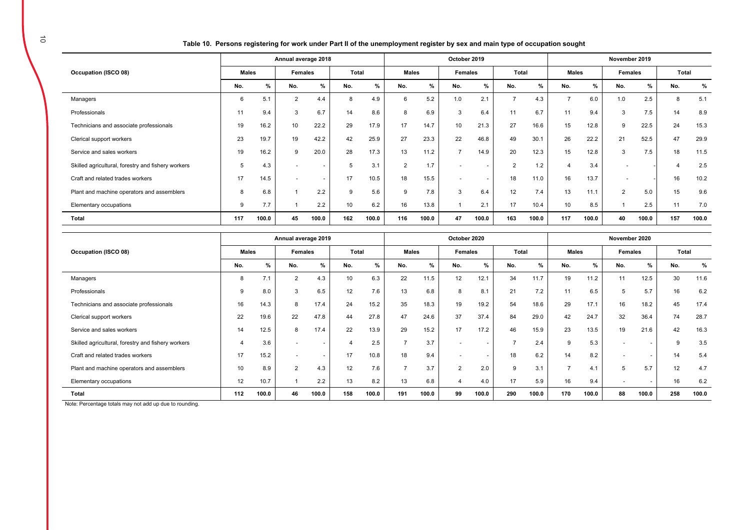**Table 10. Persons registering for work under Part II of the unemployment register by sex and main type of occupation sought**

| Occupation (ISCO 08) | Annual average 2018 | | | | | | October 2019 | | | | | | November 2019 | | | | | |
|---|---|---|---|---|---|---|---|---|---|---|---|---|---|---|---|---|---|---|
| | Males | | Females | | Total | | Males | | Females | | Total | | Males | | Females | | Total | |
| | No. | % | No. | % | No. | % | No. | % | No. | % | No. | % | No. | % | No. | % | No. | % |
| Managers | 6 | 5.1 | 2 | 4.4 | 8 | 4.9 | 6 | 5.2 | 1.0 | 2.1 | 7 | 4.3 | 7 | 6.0 | 1.0 | 2.5 | 8 | 5.1 |
| Professionals | 11 | 9.4 | 3 | 6.7 | 14 | 8.6 | 8 | 6.9 | 3 | 6.4 | 11 | 6.7 | 11 | 9.4 | 3 | 7.5 | 14 | 8.9 |
| Technicians and associate professionals | 19 | 16.2 | 10 | 22.2 | 29 | 17.9 | 17 | 14.7 | 10 | 21.3 | 27 | 16.6 | 15 | 12.8 | 9 | 22.5 | 24 | 15.3 |
| Clerical support workers | 23 | 19.7 | 19 | 42.2 | 42 | 25.9 | 27 | 23.3 | 22 | 46.8 | 49 | 30.1 | 26 | 22.2 | 21 | 52.5 | 47 | 29.9 |
| Service and sales workers | 19 | 16.2 | 9 | 20.0 | 28 | 17.3 | 13 | 11.2 | 7 | 14.9 | 20 | 12.3 | 15 | 12.8 | 3 | 7.5 | 18 | 11.5 |
| Skilled agricultural, forestry and fishery workers | 5 | 4.3 | - | - | 5 | 3.1 | 2 | 1.7 | - | - | 2 | 1.2 | 4 | 3.4 | - | - | 4 | 2.5 |
| Craft and related trades workers | 17 | 14.5 | - | - | 17 | 10.5 | 18 | 15.5 | - | - | 18 | 11.0 | 16 | 13.7 | - | - | 16 | 10.2 |
| Plant and machine operators and assemblers | 8 | 6.8 | 1 | 2.2 | 9 | 5.6 | 9 | 7.8 | 3 | 6.4 | 12 | 7.4 | 13 | 11.1 | 2 | 5.0 | 15 | 9.6 |
| Elementary occupations | 9 | 7.7 | 1 | 2.2 | 10 | 6.2 | 16 | 13.8 | 1 | 2.1 | 17 | 10.4 | 10 | 8.5 | 1 | 2.5 | 11 | 7.0 |
| **Total** | **117** | **100.0** | **45** | **100.0** | **162** | **100.0** | **116** | **100.0** | **47** | **100.0** | **163** | **100.0** | **117** | **100.0** | **40** | **100.0** | **157** | **100.0** |

| Occupation (ISCO 08) | Annual average 2019 | | | | | | October 2020 | | | | | | November 2020 | | | | | |
|---|---|---|---|---|---|---|---|---|---|---|---|---|---|---|---|---|---|---|
| | Males | | Females | | Total | | Males | | Females | | Total | | Males | | Females | | Total | |
| | No. | % | No. | % | No. | % | No. | % | No. | % | No. | % | No. | % | No. | % | No. | % |
| Managers | 8 | 7.1 | 2 | 4.3 | 10 | 6.3 | 22 | 11.5 | 12 | 12.1 | 34 | 11.7 | 19 | 11.2 | 11 | 12.5 | 30 | 11.6 |
| Professionals | 9 | 8.0 | 3 | 6.5 | 12 | 7.6 | 13 | 6.8 | 8 | 8.1 | 21 | 7.2 | 11 | 6.5 | 5 | 5.7 | 16 | 6.2 |
| Technicians and associate professionals | 16 | 14.3 | 8 | 17.4 | 24 | 15.2 | 35 | 18.3 | 19 | 19.2 | 54 | 18.6 | 29 | 17.1 | 16 | 18.2 | 45 | 17.4 |
| Clerical support workers | 22 | 19.6 | 22 | 47.8 | 44 | 27.8 | 47 | 24.6 | 37 | 37.4 | 84 | 29.0 | 42 | 24.7 | 32 | 36.4 | 74 | 28.7 |
| Service and sales workers | 14 | 12.5 | 8 | 17.4 | 22 | 13.9 | 29 | 15.2 | 17 | 17.2 | 46 | 15.9 | 23 | 13.5 | 19 | 21.6 | 42 | 16.3 |
| Skilled agricultural, forestry and fishery workers | 4 | 3.6 | - | - | 4 | 2.5 | 7 | 3.7 | - | - | 7 | 2.4 | 9 | 5.3 | - | - | 9 | 3.5 |
| Craft and related trades workers | 17 | 15.2 | - | - | 17 | 10.8 | 18 | 9.4 | - | - | 18 | 6.2 | 14 | 8.2 | - | - | 14 | 5.4 |
| Plant and machine operators and assemblers | 10 | 8.9 | 2 | 4.3 | 12 | 7.6 | 7 | 3.7 | 2 | 2.0 | 9 | 3.1 | 7 | 4.1 | 5 | 5.7 | 12 | 4.7 |
| Elementary occupations | 12 | 10.7 | 1 | 2.2 | 13 | 8.2 | 13 | 6.8 | 4 | 4.0 | 17 | 5.9 | 16 | 9.4 | - | - | 16 | 6.2 |
| **Total** | **112** | **100.0** | **46** | **100.0** | **158** | **100.0** | **191** | **100.0** | **99** | **100.0** | **290** | **100.0** | **170** | **100.0** | **88** | **100.0** | **258** | **100.0** |

Note: Percentage totals may not add up due to rounding.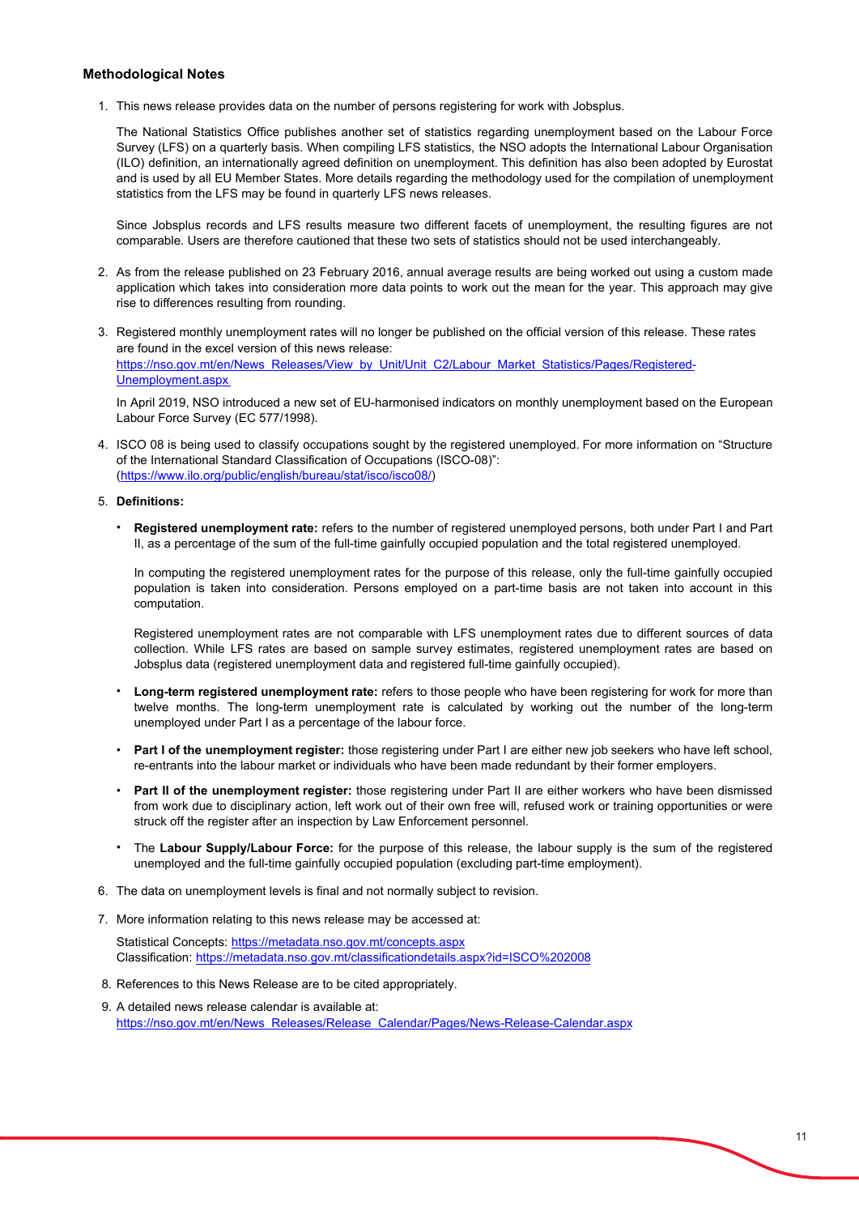## Methodological Notes

1. This news release provides data on the number of persons registering for work with Jobsplus.

   The National Statistics Office publishes another set of statistics regarding unemployment based on the Labour Force Survey (LFS) on a quarterly basis. When compiling LFS statistics, the NSO adopts the International Labour Organisation (ILO) definition, an internationally agreed definition on unemployment. This definition has also been adopted by Eurostat and is used by all EU Member States. More details regarding the methodology used for the compilation of unemployment statistics from the LFS may be found in quarterly LFS news releases.

   Since Jobsplus records and LFS results measure two different facets of unemployment, the resulting figures are not comparable. Users are therefore cautioned that these two sets of statistics should not be used interchangeably.

2. As from the release published on 23 February 2016, annual average results are being worked out using a custom made application which takes into consideration more data points to work out the mean for the year. This approach may give rise to differences resulting from rounding.

3. Registered monthly unemployment rates will no longer be published on the official version of this release. These rates are found in the excel version of this news release:
   https://nso.gov.mt/en/News_Releases/View_by_Unit/Unit_C2/Labour_Market_Statistics/Pages/Registered-Unemployment.aspx

   In April 2019, NSO introduced a new set of EU-harmonised indicators on monthly unemployment based on the European Labour Force Survey (EC 577/1998).

4. ISCO 08 is being used to classify occupations sought by the registered unemployed. For more information on "Structure of the International Standard Classification of Occupations (ISCO-08)":
   (https://www.ilo.org/public/english/bureau/stat/isco/isco08/)

5. **Definitions:**

   - **Registered unemployment rate:** refers to the number of registered unemployed persons, both under Part I and Part II, as a percentage of the sum of the full-time gainfully occupied population and the total registered unemployed.

     In computing the registered unemployment rates for the purpose of this release, only the full-time gainfully occupied population is taken into consideration. Persons employed on a part-time basis are not taken into account in this computation.

     Registered unemployment rates are not comparable with LFS unemployment rates due to different sources of data collection. While LFS rates are based on sample survey estimates, registered unemployment rates are based on Jobsplus data (registered unemployment data and registered full-time gainfully occupied).

   - **Long-term registered unemployment rate:** refers to those people who have been registering for work for more than twelve months. The long-term unemployment rate is calculated by working out the number of the long-term unemployed under Part I as a percentage of the labour force.

   - **Part I of the unemployment register:** those registering under Part I are either new job seekers who have left school, re-entrants into the labour market or individuals who have been made redundant by their former employers.

   - **Part II of the unemployment register:** those registering under Part II are either workers who have been dismissed from work due to disciplinary action, left work out of their own free will, refused work or training opportunities or were struck off the register after an inspection by Law Enforcement personnel.

   - The **Labour Supply/Labour Force:** for the purpose of this release, the labour supply is the sum of the registered unemployed and the full-time gainfully occupied population (excluding part-time employment).

6. The data on unemployment levels is final and not normally subject to revision.

7. More information relating to this news release may be accessed at:

   Statistical Concepts: https://metadata.nso.gov.mt/concepts.aspx
   Classification: https://metadata.nso.gov.mt/classificationdetails.aspx?id=ISCO%202008

8. References to this News Release are to be cited appropriately.

9. A detailed news release calendar is available at:
   https://nso.gov.mt/en/News_Releases/Release_Calendar/Pages/News-Release-Calendar.aspx